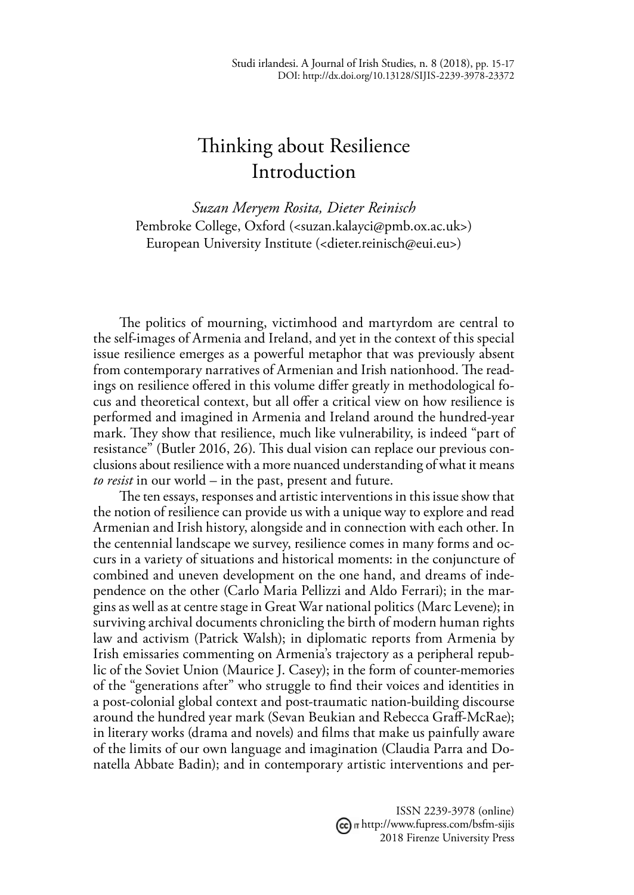# Thinking about Resilience
## Introduction

*Suzan Meryem Rosita, Dieter Reinisch*
Pembroke College, Oxford (<suzan.kalayci@pmb.ox.ac.uk>)
European University Institute (<dieter.reinisch@eui.eu>)

The politics of mourning, victimhood and martyrdom are central to the self-images of Armenia and Ireland, and yet in the context of this special issue resilience emerges as a powerful metaphor that was previously absent from contemporary narratives of Armenian and Irish nationhood. The readings on resilience offered in this volume differ greatly in methodological focus and theoretical context, but all offer a critical view on how resilience is performed and imagined in Armenia and Ireland around the hundred-year mark. They show that resilience, much like vulnerability, is indeed "part of resistance" (Butler 2016, 26). This dual vision can replace our previous conclusions about resilience with a more nuanced understanding of what it means *to resist* in our world – in the past, present and future.

The ten essays, responses and artistic interventions in this issue show that the notion of resilience can provide us with a unique way to explore and read Armenian and Irish history, alongside and in connection with each other. In the centennial landscape we survey, resilience comes in many forms and occurs in a variety of situations and historical moments: in the conjuncture of combined and uneven development on the one hand, and dreams of independence on the other (Carlo Maria Pellizzi and Aldo Ferrari); in the margins as well as at centre stage in Great War national politics (Marc Levene); in surviving archival documents chronicling the birth of modern human rights law and activism (Patrick Walsh); in diplomatic reports from Armenia by Irish emissaries commenting on Armenia's trajectory as a peripheral republic of the Soviet Union (Maurice J. Casey); in the form of counter-memories of the "generations after" who struggle to find their voices and identities in a post-colonial global context and post-traumatic nation-building discourse around the hundred year mark (Sevan Beukian and Rebecca Graff-McRae); in literary works (drama and novels) and films that make us painfully aware of the limits of our own language and imagination (Claudia Parra and Donatella Abbate Badin); and in contemporary artistic interventions and per-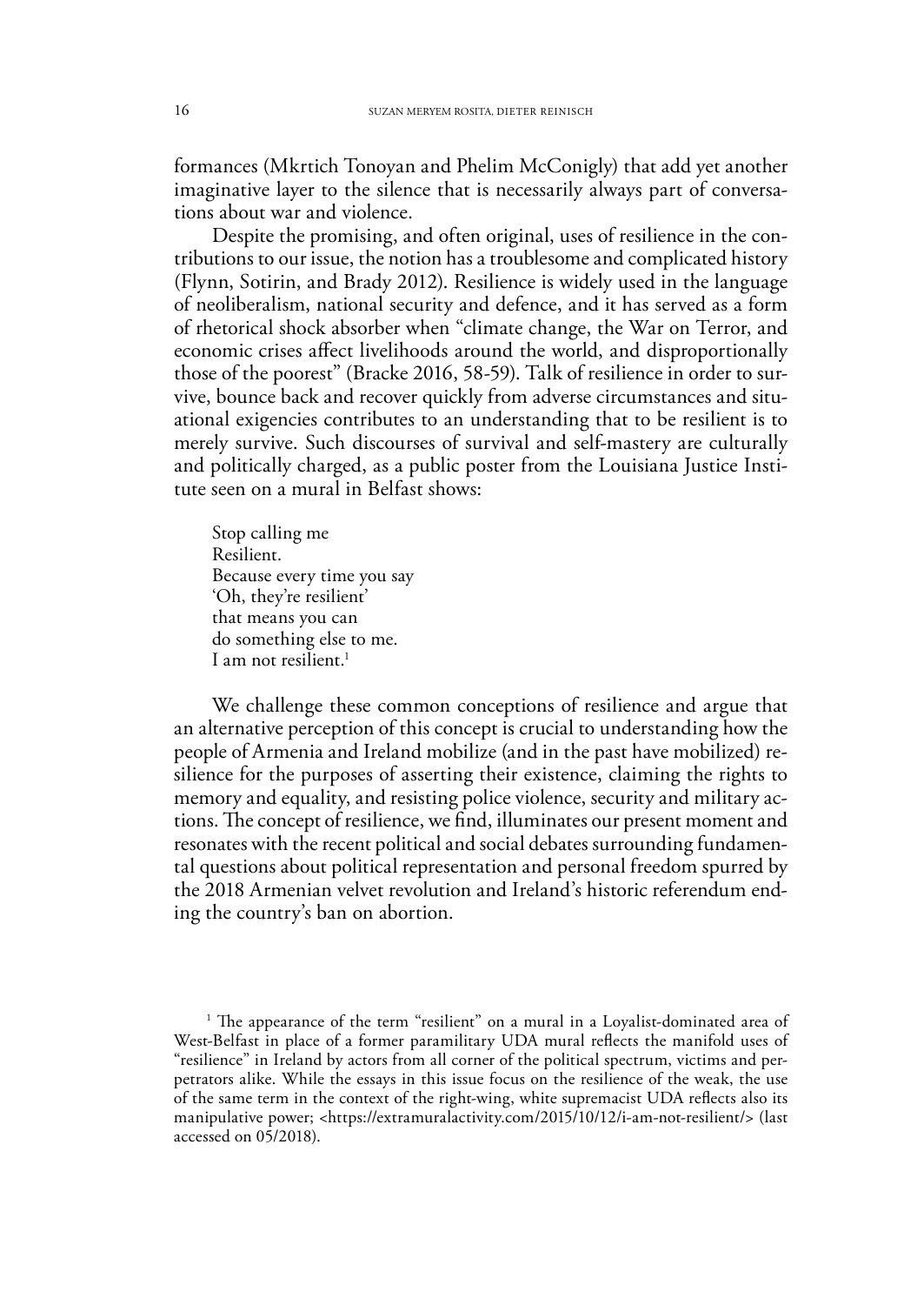formances (Mkrtich Tonoyan and Phelim McConigly) that add yet another imaginative layer to the silence that is necessarily always part of conversations about war and violence.

Despite the promising, and often original, uses of resilience in the contributions to our issue, the notion has a troublesome and complicated history (Flynn, Sotirin, and Brady 2012). Resilience is widely used in the language of neoliberalism, national security and defence, and it has served as a form of rhetorical shock absorber when "climate change, the War on Terror, and economic crises affect livelihoods around the world, and disproportionally those of the poorest" (Bracke 2016, 58-59). Talk of resilience in order to survive, bounce back and recover quickly from adverse circumstances and situational exigencies contributes to an understanding that to be resilient is to merely survive. Such discourses of survival and self-mastery are culturally and politically charged, as a public poster from the Louisiana Justice Institute seen on a mural in Belfast shows:

> Stop calling me
> Resilient.
> Because every time you say
> 'Oh, they're resilient'
> that means you can
> do something else to me.
> I am not resilient.[1]

We challenge these common conceptions of resilience and argue that an alternative perception of this concept is crucial to understanding how the people of Armenia and Ireland mobilize (and in the past have mobilized) resilience for the purposes of asserting their existence, claiming the rights to memory and equality, and resisting police violence, security and military actions. The concept of resilience, we find, illuminates our present moment and resonates with the recent political and social debates surrounding fundamental questions about political representation and personal freedom spurred by the 2018 Armenian velvet revolution and Ireland's historic referendum ending the country's ban on abortion.

[1] The appearance of the term "resilient" on a mural in a Loyalist-dominated area of West-Belfast in place of a former paramilitary UDA mural reflects the manifold uses of "resilience" in Ireland by actors from all corner of the political spectrum, victims and perpetrators alike. While the essays in this issue focus on the resilience of the weak, the use of the same term in the context of the right-wing, white supremacist UDA reflects also its manipulative power; <https://extramuralactivity.com/2015/10/12/i-am-not-resilient/> (last accessed on 05/2018).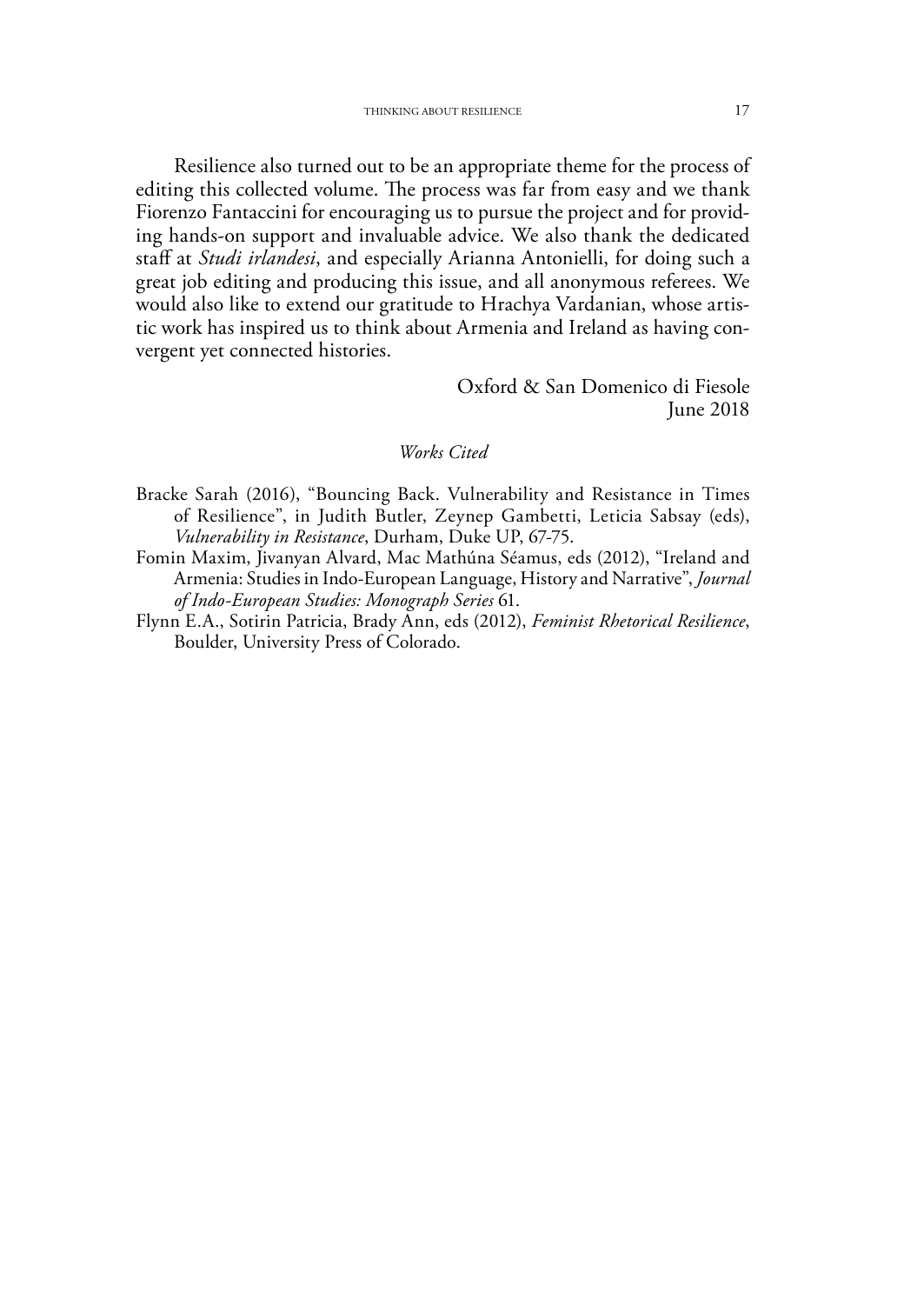Resilience also turned out to be an appropriate theme for the process of editing this collected volume. The process was far from easy and we thank Fiorenzo Fantaccini for encouraging us to pursue the project and for providing hands-on support and invaluable advice. We also thank the dedicated staff at *Studi irlandesi*, and especially Arianna Antonielli, for doing such a great job editing and producing this issue, and all anonymous referees. We would also like to extend our gratitude to Hrachya Vardanian, whose artistic work has inspired us to think about Armenia and Ireland as having convergent yet connected histories.

Oxford & San Domenico di Fiesole
June 2018

### *Works Cited*

Bracke Sarah (2016), "Bouncing Back. Vulnerability and Resistance in Times of Resilience", in Judith Butler, Zeynep Gambetti, Leticia Sabsay (eds), *Vulnerability in Resistance*, Durham, Duke UP, 67-75.

Fomin Maxim, Jivanyan Alvard, Mac Mathúna Séamus, eds (2012), "Ireland and Armenia: Studies in Indo-European Language, History and Narrative", *Journal of Indo-European Studies: Monograph Series* 61.

Flynn E.A., Sotirin Patricia, Brady Ann, eds (2012), *Feminist Rhetorical Resilience*, Boulder, University Press of Colorado.